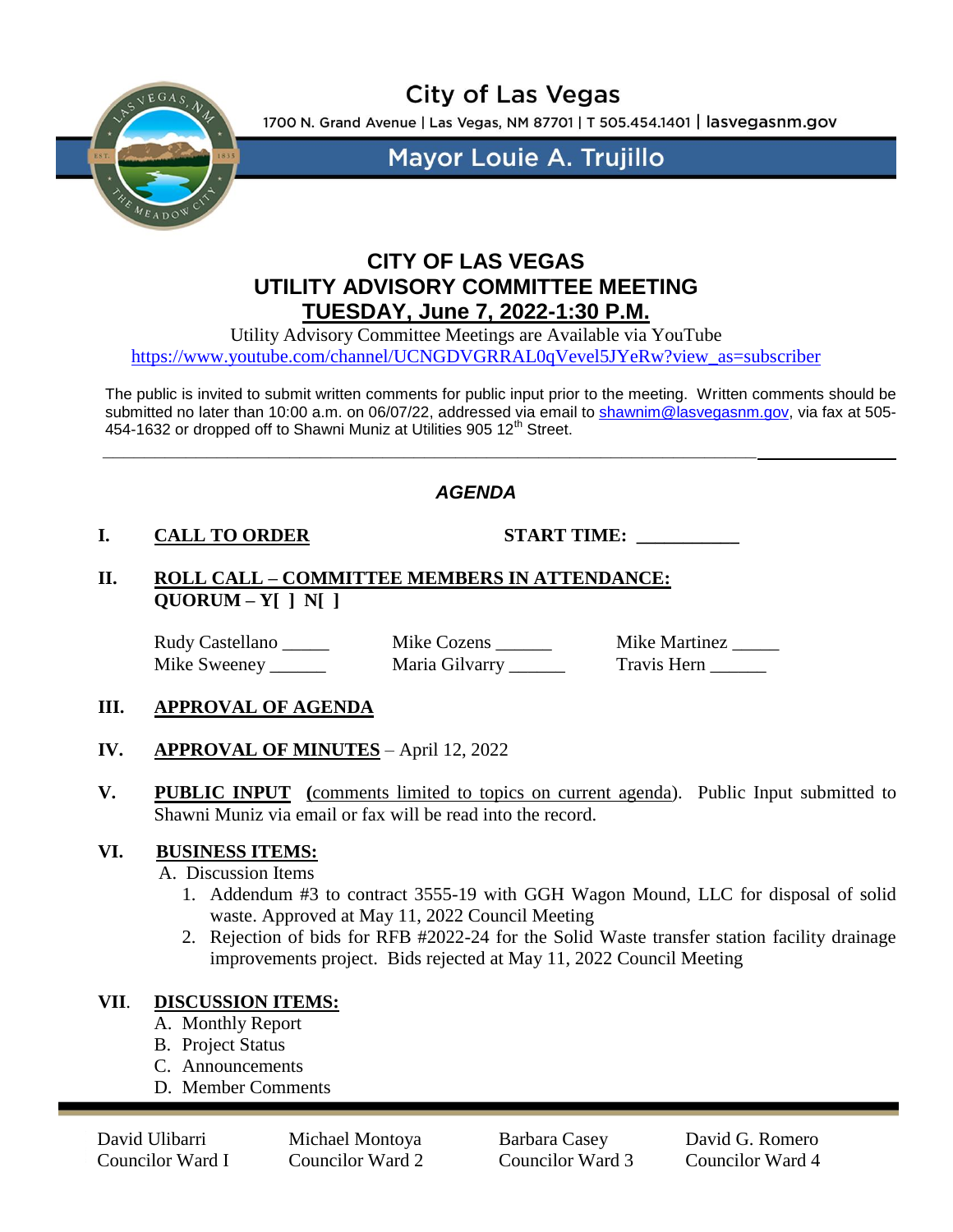City of Las Vegas

1700 N. Grand Avenue | Las Vegas, NM 87701 | T 505.454.1401 | lasvegasnm.gov

Mayor Louie A. Trujillo

# CITY OF LAS VEGAS
# UTILITY ADVISORY COMMITTEE MEETING
# TUESDAY, June 7, 2022-1:30 P.M.

Utility Advisory Committee Meetings are Available via YouTube
https://www.youtube.com/channel/UCNGDVGRRAL0qVevel5JYeRw?view_as=subscriber

The public is invited to submit written comments for public input prior to the meeting. Written comments should be submitted no later than 10:00 a.m. on 06/07/22, addressed via email to shawnim@lasvegasnm.gov, via fax at 505-454-1632 or dropped off to Shawni Muniz at Utilities 905 12th Street.

---

## *AGENDA*

**I. CALL TO ORDER** **START TIME: __________**

**II. ROLL CALL – COMMITTEE MEMBERS IN ATTENDANCE:**
**QUORUM – Y[ ] N[ ]**

Rudy Castellano _____ Mike Cozens ______ Mike Martinez _____
Mike Sweeney ______ Maria Gilvarry ______ Travis Hern ______

**III. APPROVAL OF AGENDA**

**IV. APPROVAL OF MINUTES** – April 12, 2022

**V. PUBLIC INPUT** (comments limited to topics on current agenda). Public Input submitted to Shawni Muniz via email or fax will be read into the record.

**VI. BUSINESS ITEMS:**

A. Discussion Items

1. Addendum #3 to contract 3555-19 with GGH Wagon Mound, LLC for disposal of solid waste. Approved at May 11, 2022 Council Meeting
2. Rejection of bids for RFB #2022-24 for the Solid Waste transfer station facility drainage improvements project. Bids rejected at May 11, 2022 Council Meeting

**VII. DISCUSSION ITEMS:**

A. Monthly Report
B. Project Status
C. Announcements
D. Member Comments

---

David Ulibarri, Councilor Ward I | Michael Montoya, Councilor Ward 2 | Barbara Casey, Councilor Ward 3 | David G. Romero, Councilor Ward 4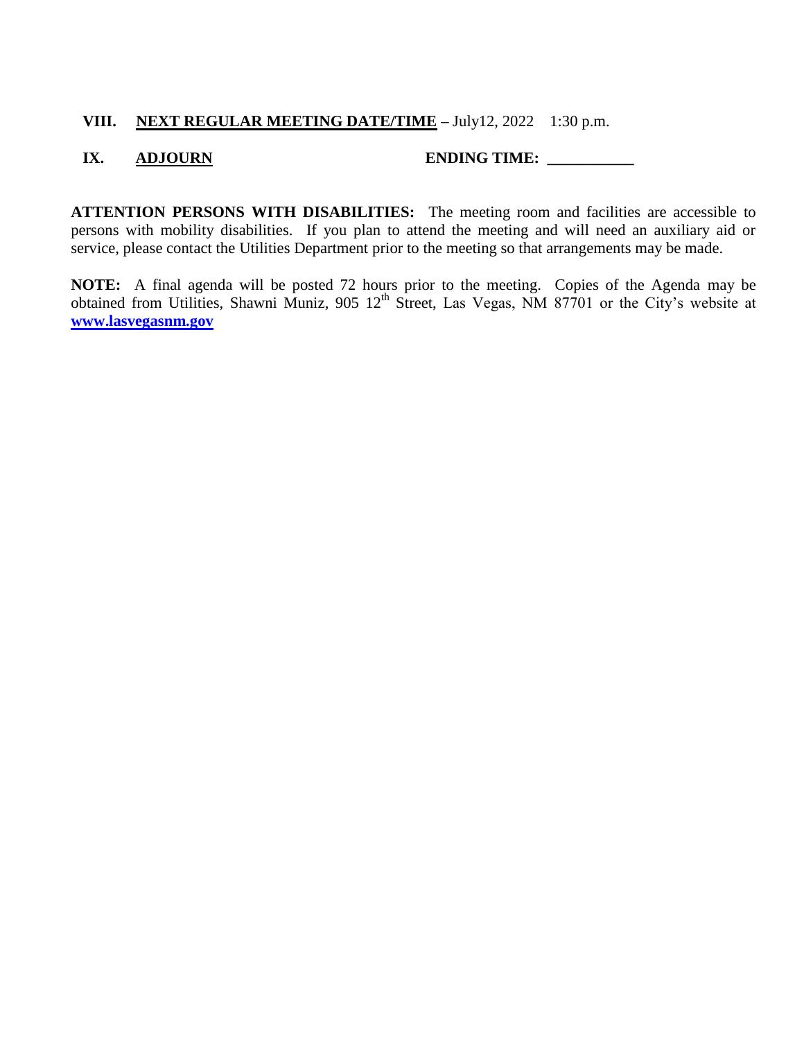**VIII. NEXT REGULAR MEETING DATE/TIME** – July12, 2022 1:30 p.m.

**IX. ADJOURN** **ENDING TIME: ___________**

**ATTENTION PERSONS WITH DISABILITIES:** The meeting room and facilities are accessible to persons with mobility disabilities. If you plan to attend the meeting and will need an auxiliary aid or service, please contact the Utilities Department prior to the meeting so that arrangements may be made.

**NOTE:** A final agenda will be posted 72 hours prior to the meeting. Copies of the Agenda may be obtained from Utilities, Shawni Muniz, 905 12th Street, Las Vegas, NM 87701 or the City's website at **www.lasvegasnm.gov**